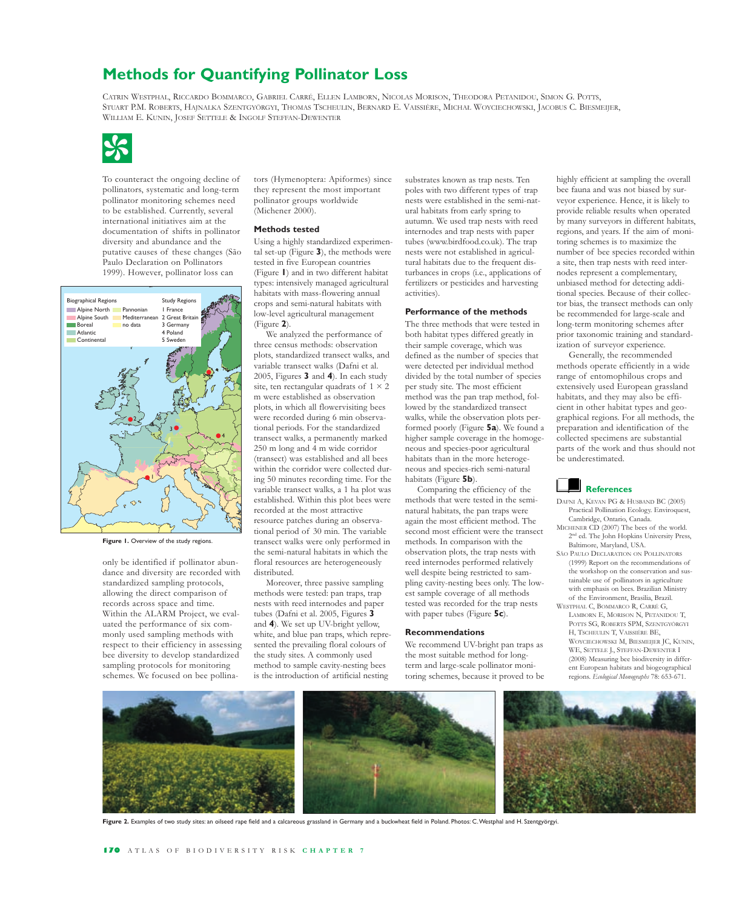# Methods for Quantifying Pollinator Loss

Catrin Westphal, Riccardo Bommarco, Gabriel Carré, Ellen Lamborn, Nicolas Morison, Theodora Petanidou, Simon G. Potts, Stuart P.M. Roberts, Hajnalka Szentgyörgyi, Thomas Tscheulin, Bernard E. Vaissière, Michał Woyciechowski, Jacobus C. Biesmeijer, William E. Kunin, Josef Settele & Ingolf Steffan-Dewenter

To counteract the ongoing decline of pollinators, systematic and long-term pollinator monitoring schemes need to be established. Currently, several international initiatives aim at the documentation of shifts in pollinator diversity and abundance and the putative causes of these changes (São Paulo Declaration on Pollinators 1999). However, pollinator loss can only be identified if pollinator abundance and diversity are recorded with standardized sampling protocols, allowing the direct comparison of records across space and time. Within the ALARM Project, we evaluated the performance of six commonly used sampling methods with respect to their efficiency in assessing bee diversity to develop standardized sampling protocols for monitoring schemes. We focused on bee pollinators (Hymenoptera: Apiformes) since they represent the most important pollinator groups worldwide (Michener 2000).

Biographical Regions: Alpine North, Alpine South, Boreal, Atlantic, Continental, Pannonian, Mediterranean, no data

Study Regions: 1 France, 2 Great Britain, 3 Germany, 4 Poland, 5 Sweden

**Figure 1.** Overview of the study regions.

## Methods tested

Using a highly standardized experimental set-up (Figure **3**), the methods were tested in five European countries (Figure **1**) and in two different habitat types: intensively managed agricultural habitats with mass-flowering annual crops and semi-natural habitats with low-level agricultural management (Figure **2**).

We analyzed the performance of three census methods: observation plots, standardized transect walks, and variable transect walks (Dafni et al. 2005, Figures **3** and **4**). In each study site, ten rectangular quadrats of 1 × 2 m were established as observation plots, in which all flowervisiting bees were recorded during 6 min observational periods. For the standardized transect walks, a permanently marked 250 m long and 4 m wide corridor (transect) was established and all bees within the corridor were collected during 50 minutes recording time. For the variable transect walks, a 1 ha plot was established. Within this plot bees were recorded at the most attractive resource patches during an observational period of 30 min. The variable transect walks were only performed in the semi-natural habitats in which the floral resources are heterogeneously distributed.

Moreover, three passive sampling methods were tested: pan traps, trap nests with reed internodes and paper tubes (Dafni et al. 2005, Figures **3** and **4**). We set up UV-bright yellow, white, and blue pan traps, which represented the prevailing floral colours of the study sites. A commonly used method to sample cavity-nesting bees is the introduction of artificial nesting substrates known as trap nests. Ten poles with two different types of trap nests were established in the semi-natural habitats from early spring to autumn. We used trap nests with reed internodes and trap nests with paper tubes (www.birdfood.co.uk). The trap nests were not established in agricultural habitats due to the frequent disturbances in crops (i.e., applications of fertilizers or pesticides and harvesting activities).

## Performance of the methods

The three methods that were tested in both habitat types differed greatly in their sample coverage, which was defined as the number of species that were detected per individual method divided by the total number of species per study site. The most efficient method was the pan trap method, followed by the standardized transect walks, while the observation plots performed poorly (Figure **5a**). We found a higher sample coverage in the homogeneous and species-poor agricultural habitats than in the more heterogeneous and species-rich semi-natural habitats (Figure **5b**).

Comparing the efficiency of the methods that were tested in the semi-natural habitats, the pan traps were again the most efficient method. The second most efficient were the transect methods. In comparison with the observation plots, the trap nests with reed internodes performed relatively well despite being restricted to sampling cavity-nesting bees only. The lowest sample coverage of all methods tested was recorded for the trap nests with paper tubes (Figure **5c**).

## Recommendations

We recommend UV-bright pan traps as the most suitable method for long-term and large-scale pollinator monitoring schemes, because it proved to be highly efficient at sampling the overall bee fauna and was not biased by surveyor experience. Hence, it is likely to provide reliable results when operated by many surveyors in different habitats, regions, and years. If the aim of monitoring schemes is to maximize the number of bee species recorded within a site, then trap nests with reed internodes represent a complementary, unbiased method for detecting additional species. Because of their collector bias, the transect methods can only be recommended for large-scale and long-term monitoring schemes after prior taxonomic training and standardization of surveyor experience.

Generally, the recommended methods operate efficiently in a wide range of entomophilous crops and extensively used European grassland habitats, and they may also be efficient in other habitat types and geographical regions. For all methods, the preparation and identification of the collected specimens are substantial parts of the work and thus should not be underestimated.

## References

Dafni A, Kevan PG & Husband BC (2005) Practical Pollination Ecology. Enviroquest, Cambridge, Ontario, Canada.

Michener CD (2007) The bees of the world. 2nd ed. The John Hopkins University Press, Baltimore, Maryland, USA.

São Paulo Declaration on Pollinators (1999) Report on the recommendations of the workshop on the conservation and sustainable use of pollinators in agriculture with emphasis on bees. Brazilian Ministry of the Environment, Brasilia, Brazil.

Westphal C, Bommarco R, Carré G, Lamborn E, Morison N, Petanidou T, Potts SG, Roberts SPM, Szentgyörgyi H, Tscheulin T, Vaissière BE, Woyciechowski M, Biesmeijer JC, Kunin, WE, Settele J, Steffan-Dewenter I (2008) Measuring bee biodiversity in different European habitats and biogeographical regions. *Ecological Monographs* 78: 653-671.

**Figure 2.** Examples of two study sites: an oilseed rape field and a calcareous grassland in Germany and a buckwheat field in Poland. Photos: C. Westphal and H. Szentgyörgyi.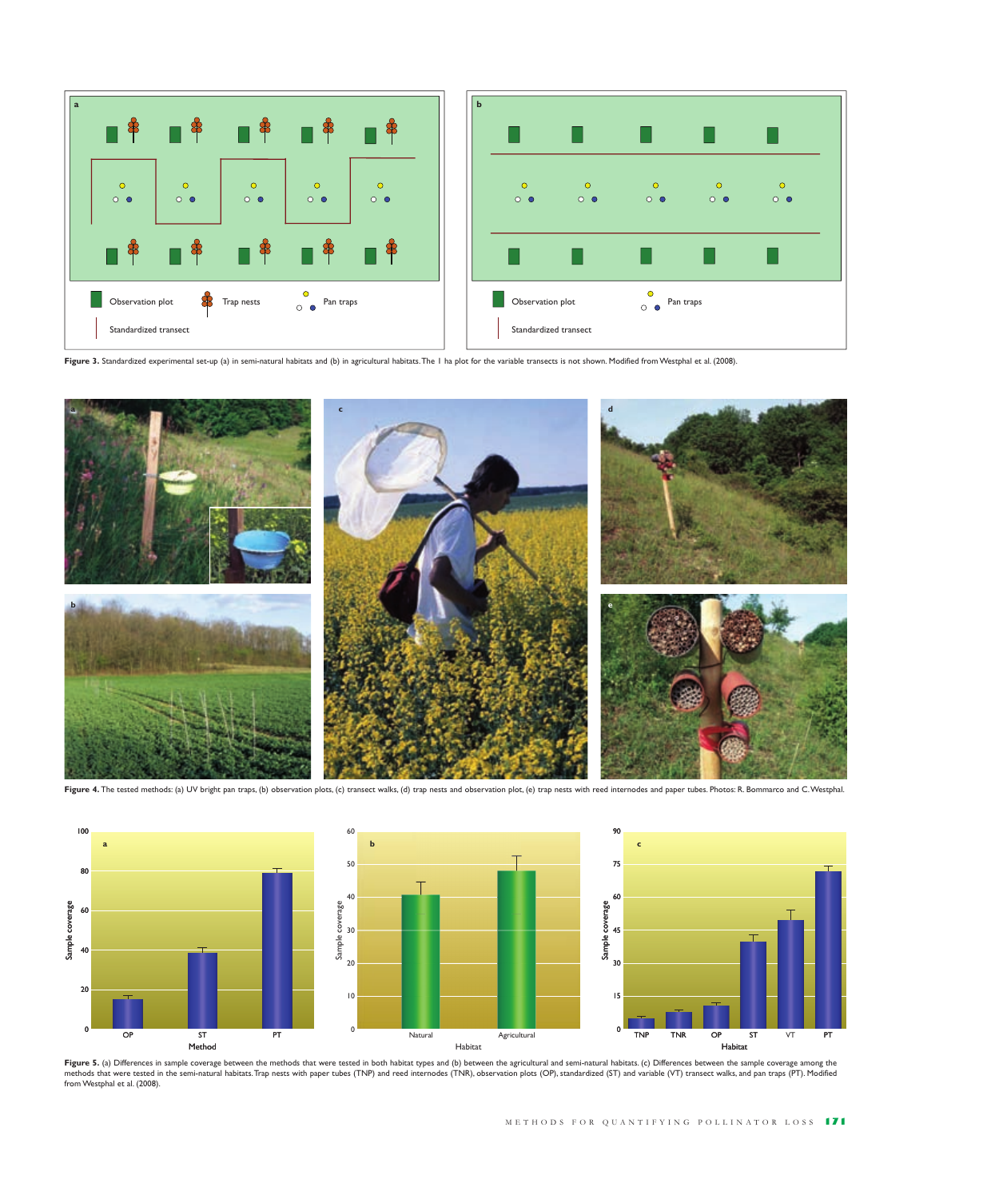a

Observation plot

Trap nests

Pan traps

Standardized transect

b

Observation plot

Pan traps

Standardized transect

**Figure 3.** Standardized experimental set-up (a) in semi-natural habitats and (b) in agricultural habitats. The 1 ha plot for the variable transects is not shown. Modified from Westphal et al. (2008).

**Figure 4.** The tested methods: (a) UV bright pan traps, (b) observation plots, (c) transect walks, (d) trap nests and observation plot, (e) trap nests with reed internodes and paper tubes. Photos: R. Bommarco and C. Westphal.

a

Sample coverage

100

80

60

40

20

0

OP

ST

PT

Method

b

Sample coverage

60

50

40

30

20

10

0

Natural

Agricultural

Habitat

c

Sample coverage

90

75

60

45

30

15

0

TNP

TNR

OP

ST

VT

PT

Habitat

**Figure 5.** (a) Differences in sample coverage between the methods that were tested in both habitat types and (b) between the agricultural and semi-natural habitats. (c) Differences between the sample coverage among the methods that were tested in the semi-natural habitats. Trap nests with paper tubes (TNP) and reed internodes (TNR), observation plots (OP), standardized (ST) and variable (VT) transect walks, and pan traps (PT). Modified from Westphal et al. (2008).